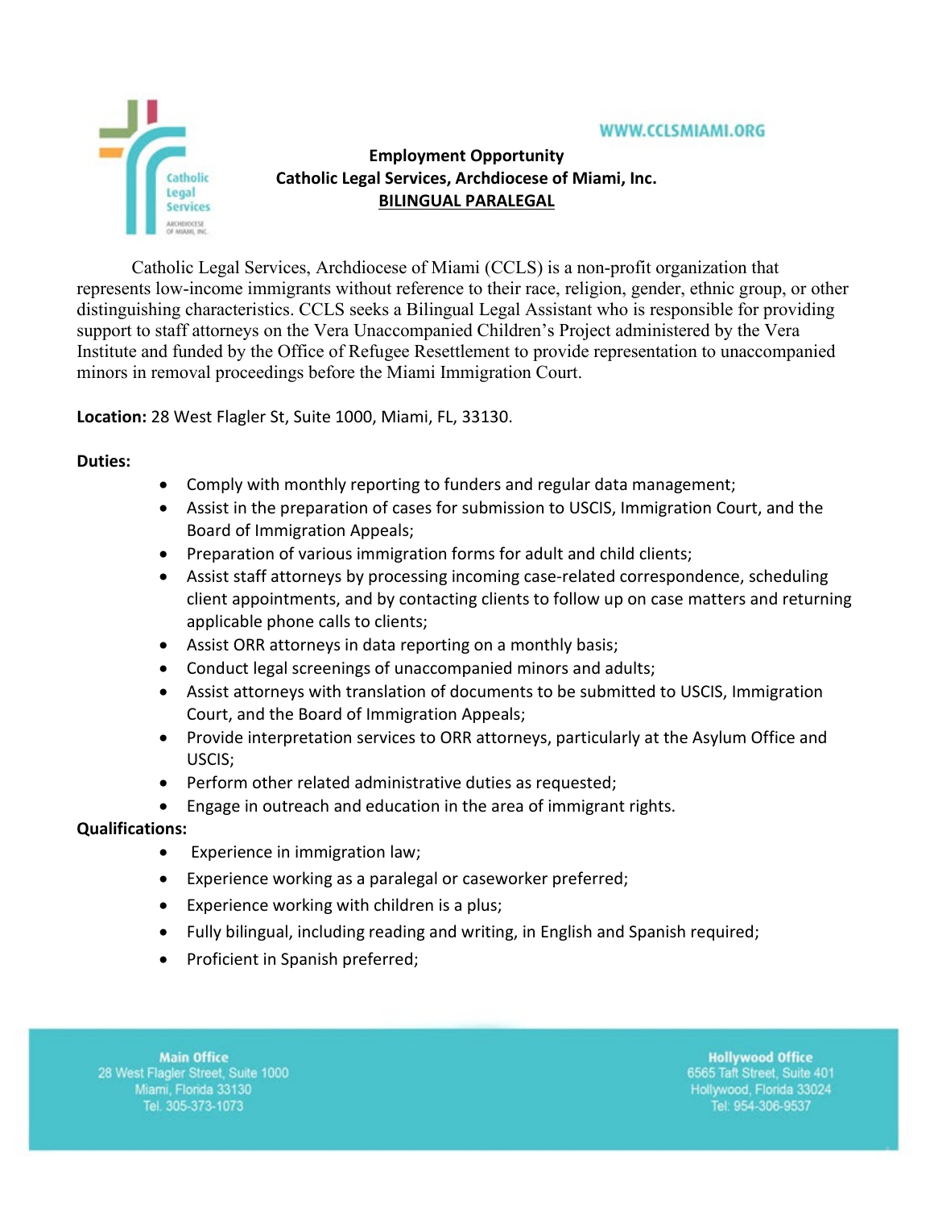WWW.CCLSMIAMI.ORG

**Employment Opportunity**
**Catholic Legal Services, Archdiocese of Miami, Inc.**
**BILINGUAL PARALEGAL**

Catholic Legal Services, Archdiocese of Miami (CCLS) is a non-profit organization that represents low-income immigrants without reference to their race, religion, gender, ethnic group, or other distinguishing characteristics. CCLS seeks a Bilingual Legal Assistant who is responsible for providing support to staff attorneys on the Vera Unaccompanied Children's Project administered by the Vera Institute and funded by the Office of Refugee Resettlement to provide representation to unaccompanied minors in removal proceedings before the Miami Immigration Court.

**Location:** 28 West Flagler St, Suite 1000, Miami, FL, 33130.

**Duties:**

- Comply with monthly reporting to funders and regular data management;
- Assist in the preparation of cases for submission to USCIS, Immigration Court, and the Board of Immigration Appeals;
- Preparation of various immigration forms for adult and child clients;
- Assist staff attorneys by processing incoming case-related correspondence, scheduling client appointments, and by contacting clients to follow up on case matters and returning applicable phone calls to clients;
- Assist ORR attorneys in data reporting on a monthly basis;
- Conduct legal screenings of unaccompanied minors and adults;
- Assist attorneys with translation of documents to be submitted to USCIS, Immigration Court, and the Board of Immigration Appeals;
- Provide interpretation services to ORR attorneys, particularly at the Asylum Office and USCIS;
- Perform other related administrative duties as requested;
- Engage in outreach and education in the area of immigrant rights.

**Qualifications:**

- Experience in immigration law;
- Experience working as a paralegal or caseworker preferred;
- Experience working with children is a plus;
- Fully bilingual, including reading and writing, in English and Spanish required;
- Proficient in Spanish preferred;

**Main Office**
28 West Flagler Street, Suite 1000
Miami, Florida 33130
Tel. 305-373-1073

**Hollywood Office**
6565 Taft Street, Suite 401
Hollywood, Florida 33024
Tel: 954-306-9537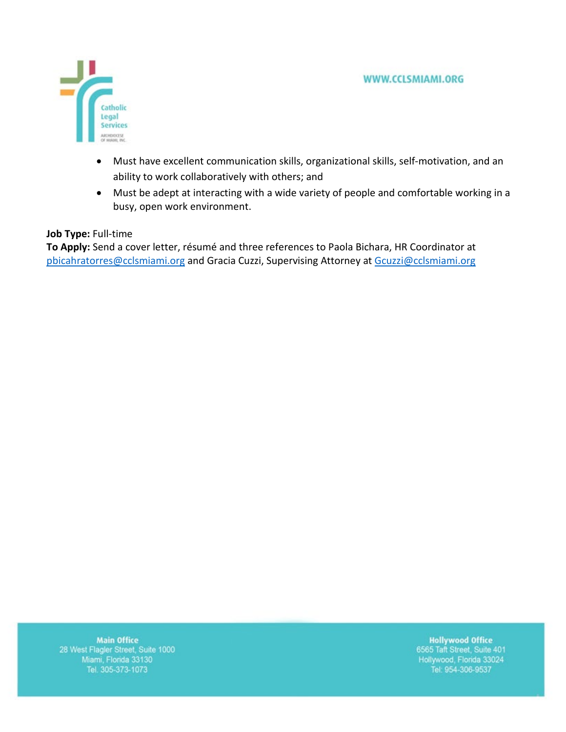- Must have excellent communication skills, organizational skills, self-motivation, and an ability to work collaboratively with others; and
- Must be adept at interacting with a wide variety of people and comfortable working in a busy, open work environment.

**Job Type:** Full-time

**To Apply:** Send a cover letter, résumé and three references to Paola Bichara, HR Coordinator at pbicahratorres@cclsmiami.org and Gracia Cuzzi, Supervising Attorney at Gcuzzi@cclsmiami.org